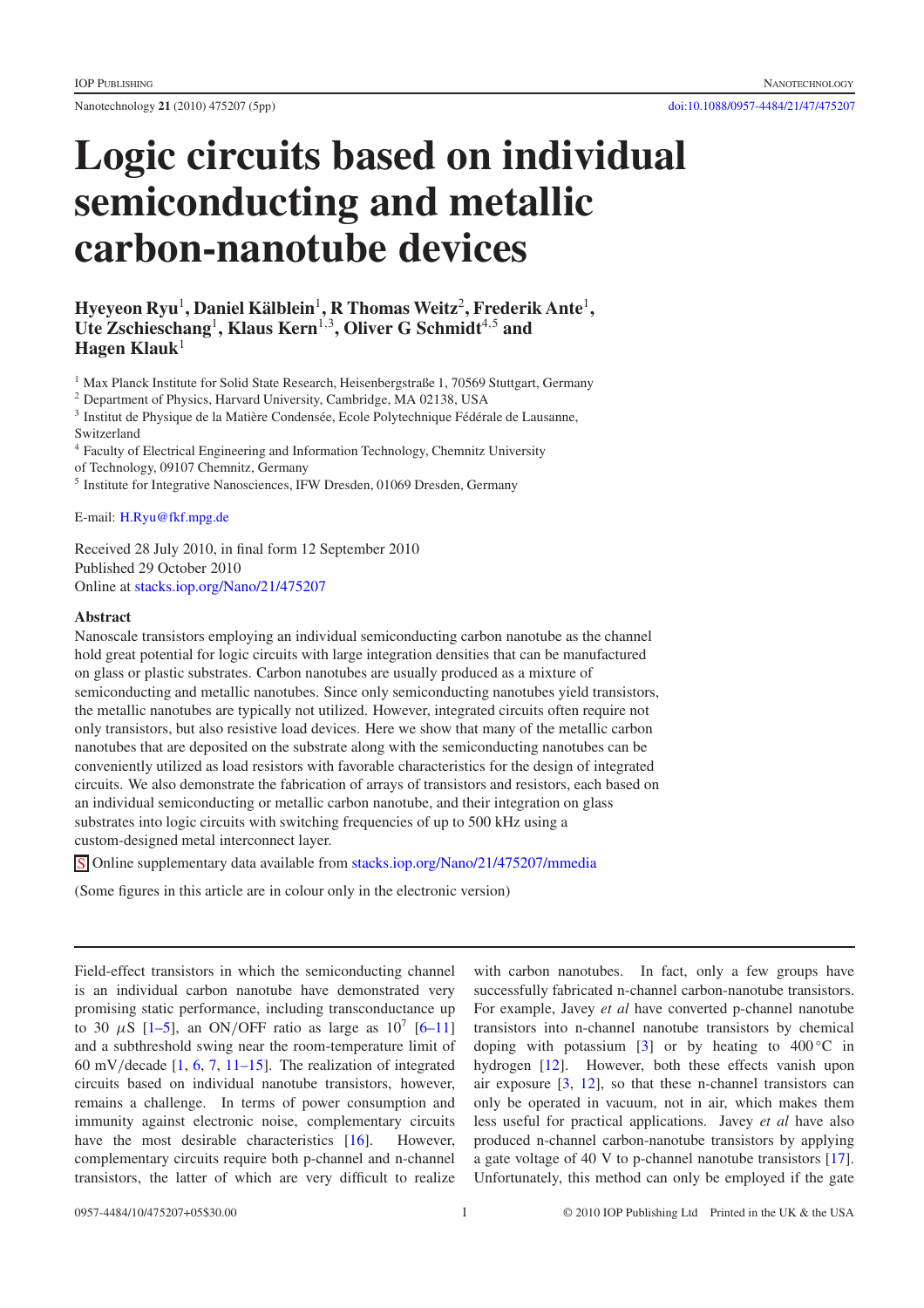# Logic circuits based on individual semiconducting and metallic carbon-nanotube devices

**Hyeyeon Ryu[1], Daniel Kälblein[1], R Thomas Weitz[2], Frederik Ante[1], Ute Zschieschang[1], Klaus Kern[1,3], Oliver G Schmidt[4,5] and Hagen Klauk[1]**

[1] Max Planck Institute for Solid State Research, Heisenbergstraße 1, 70569 Stuttgart, Germany

[2] Department of Physics, Harvard University, Cambridge, MA 02138, USA

[3] Institut de Physique de la Matière Condensée, Ecole Polytechnique Fédérale de Lausanne, Switzerland

[4] Faculty of Electrical Engineering and Information Technology, Chemnitz University of Technology, 09107 Chemnitz, Germany

[5] Institute for Integrative Nanosciences, IFW Dresden, 01069 Dresden, Germany

E-mail: H.Ryu@fkf.mpg.de

Received 28 July 2010, in final form 12 September 2010

Published 29 October 2010

Online at stacks.iop.org/Nano/21/475207

## Abstract

Nanoscale transistors employing an individual semiconducting carbon nanotube as the channel hold great potential for logic circuits with large integration densities that can be manufactured on glass or plastic substrates. Carbon nanotubes are usually produced as a mixture of semiconducting and metallic nanotubes. Since only semiconducting nanotubes yield transistors, the metallic nanotubes are typically not utilized. However, integrated circuits often require not only transistors, but also resistive load devices. Here we show that many of the metallic carbon nanotubes that are deposited on the substrate along with the semiconducting nanotubes can be conveniently utilized as load resistors with favorable characteristics for the design of integrated circuits. We also demonstrate the fabrication of arrays of transistors and resistors, each based on an individual semiconducting or metallic carbon nanotube, and their integration on glass substrates into logic circuits with switching frequencies of up to 500 kHz using a custom-designed metal interconnect layer.

S Online supplementary data available from stacks.iop.org/Nano/21/475207/mmedia

(Some figures in this article are in colour only in the electronic version)

Field-effect transistors in which the semiconducting channel is an individual carbon nanotube have demonstrated very promising static performance, including transconductance up to 30 $\mu$S [1–5], an ON/OFF ratio as large as $10^7$ [6–11] and a subthreshold swing near the room-temperature limit of 60 mV/decade [1, 6, 7, 11–15]. The realization of integrated circuits based on individual nanotube transistors, however, remains a challenge. In terms of power consumption and immunity against electronic noise, complementary circuits have the most desirable characteristics [16]. However, complementary circuits require both p-channel and n-channel transistors, the latter of which are very difficult to realize with carbon nanotubes. In fact, only a few groups have successfully fabricated n-channel carbon-nanotube transistors. For example, Javey *et al* have converted p-channel nanotube transistors into n-channel nanotube transistors by chemical doping with potassium [3] or by heating to 400 °C in hydrogen [12]. However, both these effects vanish upon air exposure [3, 12], so that these n-channel transistors can only be operated in vacuum, not in air, which makes them less useful for practical applications. Javey *et al* have also produced n-channel carbon-nanotube transistors by applying a gate voltage of 40 V to p-channel nanotube transistors [17]. Unfortunately, this method can only be employed if the gate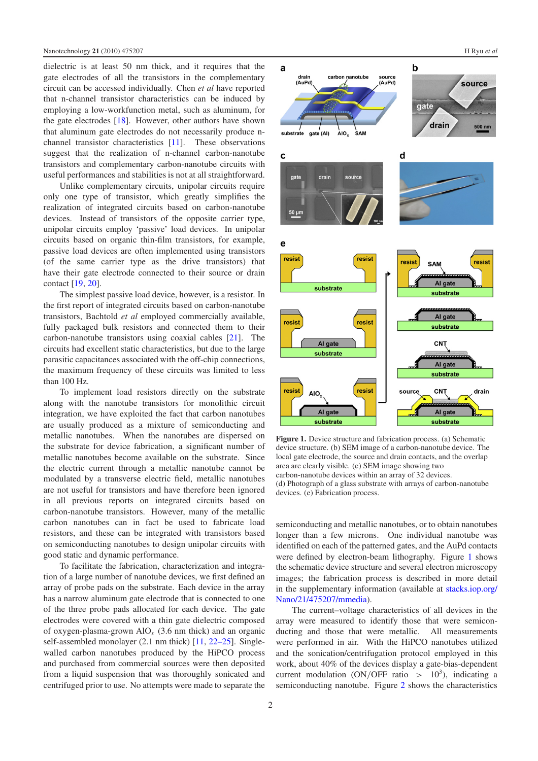dielectric is at least 50 nm thick, and it requires that the gate electrodes of all the transistors in the complementary circuit can be accessed individually. Chen *et al* have reported that n-channel transistor characteristics can be induced by employing a low-workfunction metal, such as aluminum, for the gate electrodes [18]. However, other authors have shown that aluminum gate electrodes do not necessarily produce n-channel transistor characteristics [11]. These observations suggest that the realization of n-channel carbon-nanotube transistors and complementary carbon-nanotube circuits with useful performances and stabilities is not at all straightforward.

Unlike complementary circuits, unipolar circuits require only one type of transistor, which greatly simplifies the realization of integrated circuits based on carbon-nanotube devices. Instead of transistors of the opposite carrier type, unipolar circuits employ 'passive' load devices. In unipolar circuits based on organic thin-film transistors, for example, passive load devices are often implemented using transistors (of the same carrier type as the drive transistors) that have their gate electrode connected to their source or drain contact [19, 20].

The simplest passive load device, however, is a resistor. In the first report of integrated circuits based on carbon-nanotube transistors, Bachtold *et al* employed commercially available, fully packaged bulk resistors and connected them to their carbon-nanotube transistors using coaxial cables [21]. The circuits had excellent static characteristics, but due to the large parasitic capacitances associated with the off-chip connections, the maximum frequency of these circuits was limited to less than 100 Hz.

To implement load resistors directly on the substrate along with the nanotube transistors for monolithic circuit integration, we have exploited the fact that carbon nanotubes are usually produced as a mixture of semiconducting and metallic nanotubes. When the nanotubes are dispersed on the substrate for device fabrication, a significant number of metallic nanotubes become available on the substrate. Since the electric current through a metallic nanotube cannot be modulated by a transverse electric field, metallic nanotubes are not useful for transistors and have therefore been ignored in all previous reports on integrated circuits based on carbon-nanotube transistors. However, many of the metallic carbon nanotubes can in fact be used to fabricate load resistors, and these can be integrated with transistors based on semiconducting nanotubes to design unipolar circuits with good static and dynamic performance.

To facilitate the fabrication, characterization and integration of a large number of nanotube devices, we first defined an array of probe pads on the substrate. Each device in the array has a narrow aluminum gate electrode that is connected to one of the three probe pads allocated for each device. The gate electrodes were covered with a thin gate dielectric composed of oxygen-plasma-grown $AlO_x$ (3.6 nm thick) and an organic self-assembled monolayer (2.1 nm thick) [11, 22–25]. Single-walled carbon nanotubes produced by the HiPCO process and purchased from commercial sources were then deposited from a liquid suspension that was thoroughly sonicated and centrifuged prior to use. No attempts were made to separate the

a
drain (AuPd)
carbon nanotube
source (AuPd)
substrate
gate (Al)
$AlO_x$
SAM

b
source
gate
drain
500 nm

c
gate
drain
source
50 µm
100 nm

d

e
resist
resist
substrate
resist
resist
Al gate
substrate
resist
$AlO_x$
resist
Al gate
substrate
resist
SAM
resist
Al gate
substrate
Al gate
substrate
CNT
Al gate
substrate
source
CNT
drain
Al gate
substrate

**Figure 1.** Device structure and fabrication process. (a) Schematic device structure. (b) SEM image of a carbon-nanotube device. The local gate electrode, the source and drain contacts, and the overlap area are clearly visible. (c) SEM image showing two carbon-nanotube devices within an array of 32 devices. (d) Photograph of a glass substrate with arrays of carbon-nanotube devices. (e) Fabrication process.

semiconducting and metallic nanotubes, or to obtain nanotubes longer than a few microns. One individual nanotube was identified on each of the patterned gates, and the AuPd contacts were defined by electron-beam lithography. Figure 1 shows the schematic device structure and several electron microscopy images; the fabrication process is described in more detail in the supplementary information (available at stacks.iop.org/Nano/21/475207/mmedia).

The current–voltage characteristics of all devices in the array were measured to identify those that were semiconducting and those that were metallic. All measurements were performed in air. With the HiPCO nanotubes utilized and the sonication/centrifugation protocol employed in this work, about 40% of the devices display a gate-bias-dependent current modulation (ON/OFF ratio $> 10^3$), indicating a semiconducting nanotube. Figure 2 shows the characteristics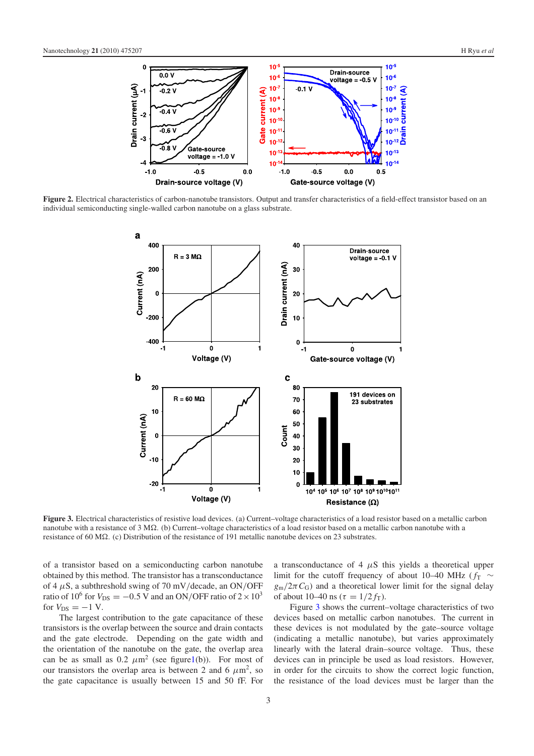**Figure 2.** Electrical characteristics of carbon-nanotube transistors. Output and transfer characteristics of a field-effect transistor based on an individual semiconducting single-walled carbon nanotube on a glass substrate.

**Figure 3.** Electrical characteristics of resistive load devices. (a) Current–voltage characteristics of a load resistor based on a metallic carbon nanotube with a resistance of 3 MΩ. (b) Current–voltage characteristics of a load resistor based on a metallic carbon nanotube with a resistance of 60 MΩ. (c) Distribution of the resistance of 191 metallic nanotube devices on 23 substrates.

of a transistor based on a semiconducting carbon nanotube obtained by this method. The transistor has a transconductance of 4 $\mu$S, a subthreshold swing of 70 mV/decade, an ON/OFF ratio of $10^6$ for $V_{DS} = -0.5$ V and an ON/OFF ratio of $2 \times 10^3$ for $V_{DS} = -1$ V.

The largest contribution to the gate capacitance of these transistors is the overlap between the source and drain contacts and the gate electrode. Depending on the gate width and the orientation of the nanotube on the gate, the overlap area can be as small as 0.2 $\mu$m$^2$ (see figure 1(b)). For most of our transistors the overlap area is between 2 and 6 $\mu$m$^2$, so the gate capacitance is usually between 15 and 50 fF. For a transconductance of 4 $\mu$S this yields a theoretical upper limit for the cutoff frequency of about 10–40 MHz ($f_T \sim g_m/2\pi C_G$) and a theoretical lower limit for the signal delay of about 10–40 ns ($\tau = 1/2 f_T$).

Figure 3 shows the current–voltage characteristics of two devices based on metallic carbon nanotubes. The current in these devices is not modulated by the gate–source voltage (indicating a metallic nanotube), but varies approximately linearly with the lateral drain–source voltage. Thus, these devices can in principle be used as load resistors. However, in order for the circuits to show the correct logic function, the resistance of the load devices must be larger than the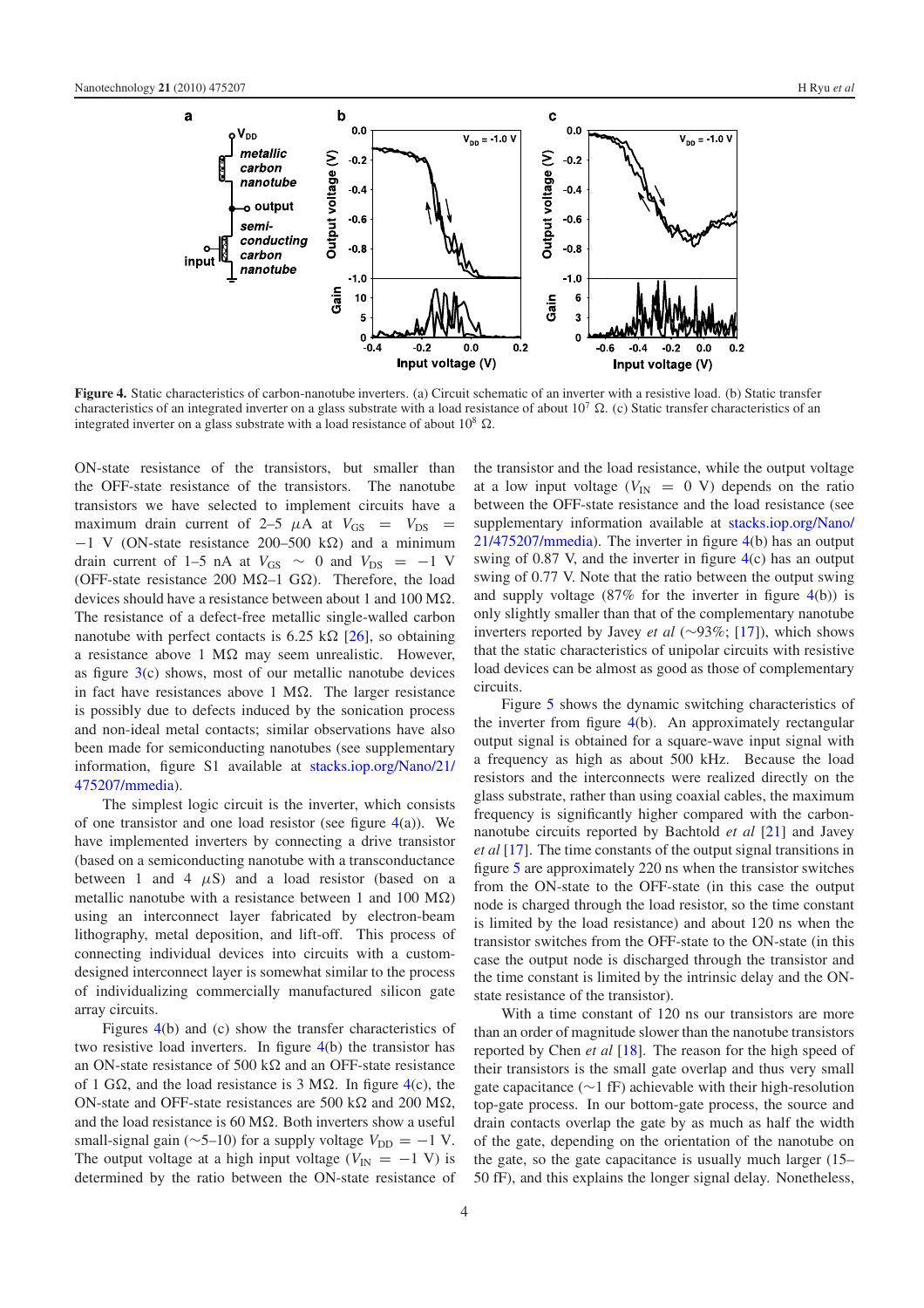**Figure 4.** Static characteristics of carbon-nanotube inverters. (a) Circuit schematic of an inverter with a resistive load. (b) Static transfer characteristics of an integrated inverter on a glass substrate with a load resistance of about $10^7$ Ω. (c) Static transfer characteristics of an integrated inverter on a glass substrate with a load resistance of about $10^8$ Ω.

ON-state resistance of the transistors, but smaller than the OFF-state resistance of the transistors. The nanotube transistors we have selected to implement circuits have a maximum drain current of 2–5 μA at $V_{GS} = V_{DS} = -1$ V (ON-state resistance 200–500 kΩ) and a minimum drain current of 1–5 nA at $V_{GS} \sim 0$ and $V_{DS} = -1$ V (OFF-state resistance 200 MΩ–1 GΩ). Therefore, the load devices should have a resistance between about 1 and 100 MΩ. The resistance of a defect-free metallic single-walled carbon nanotube with perfect contacts is 6.25 kΩ [26], so obtaining a resistance above 1 MΩ may seem unrealistic. However, as figure 3(c) shows, most of our metallic nanotube devices in fact have resistances above 1 MΩ. The larger resistance is possibly due to defects induced by the sonication process and non-ideal metal contacts; similar observations have also been made for semiconducting nanotubes (see supplementary information, figure S1 available at stacks.iop.org/Nano/21/475207/mmedia).

The simplest logic circuit is the inverter, which consists of one transistor and one load resistor (see figure 4(a)). We have implemented inverters by connecting a drive transistor (based on a semiconducting nanotube with a transconductance between 1 and 4 μS) and a load resistor (based on a metallic nanotube with a resistance between 1 and 100 MΩ) using an interconnect layer fabricated by electron-beam lithography, metal deposition, and lift-off. This process of connecting individual devices into circuits with a custom-designed interconnect layer is somewhat similar to the process of individualizing commercially manufactured silicon gate array circuits.

Figures 4(b) and (c) show the transfer characteristics of two resistive load inverters. In figure 4(b) the transistor has an ON-state resistance of 500 kΩ and an OFF-state resistance of 1 GΩ, and the load resistance is 3 MΩ. In figure 4(c), the ON-state and OFF-state resistances are 500 kΩ and 200 MΩ, and the load resistance is 60 MΩ. Both inverters show a useful small-signal gain (∼5–10) for a supply voltage $V_{DD} = -1$ V. The output voltage at a high input voltage ($V_{IN} = -1$ V) is determined by the ratio between the ON-state resistance of the transistor and the load resistance, while the output voltage at a low input voltage ($V_{IN} = 0$ V) depends on the ratio between the OFF-state resistance and the load resistance (see supplementary information available at stacks.iop.org/Nano/21/475207/mmedia). The inverter in figure 4(b) has an output swing of 0.87 V, and the inverter in figure 4(c) has an output swing of 0.77 V. Note that the ratio between the output swing and supply voltage (87% for the inverter in figure 4(b)) is only slightly smaller than that of the complementary nanotube inverters reported by Javey *et al* (∼93%; [17]), which shows that the static characteristics of unipolar circuits with resistive load devices can be almost as good as those of complementary circuits.

Figure 5 shows the dynamic switching characteristics of the inverter from figure 4(b). An approximately rectangular output signal is obtained for a square-wave input signal with a frequency as high as about 500 kHz. Because the load resistors and the interconnects were realized directly on the glass substrate, rather than using coaxial cables, the maximum frequency is significantly higher compared with the carbon-nanotube circuits reported by Bachtold *et al* [21] and Javey *et al* [17]. The time constants of the output signal transitions in figure 5 are approximately 220 ns when the transistor switches from the ON-state to the OFF-state (in this case the output node is charged through the load resistor, so the time constant is limited by the load resistance) and about 120 ns when the transistor switches from the OFF-state to the ON-state (in this case the output node is discharged through the transistor and the time constant is limited by the intrinsic delay and the ON-state resistance of the transistor).

With a time constant of 120 ns our transistors are more than an order of magnitude slower than the nanotube transistors reported by Chen *et al* [18]. The reason for the high speed of their transistors is the small gate overlap and thus very small gate capacitance (∼1 fF) achievable with their high-resolution top-gate process. In our bottom-gate process, the source and drain contacts overlap the gate by as much as half the width of the gate, depending on the orientation of the nanotube on the gate, so the gate capacitance is usually much larger (15–50 fF), and this explains the longer signal delay. Nonetheless,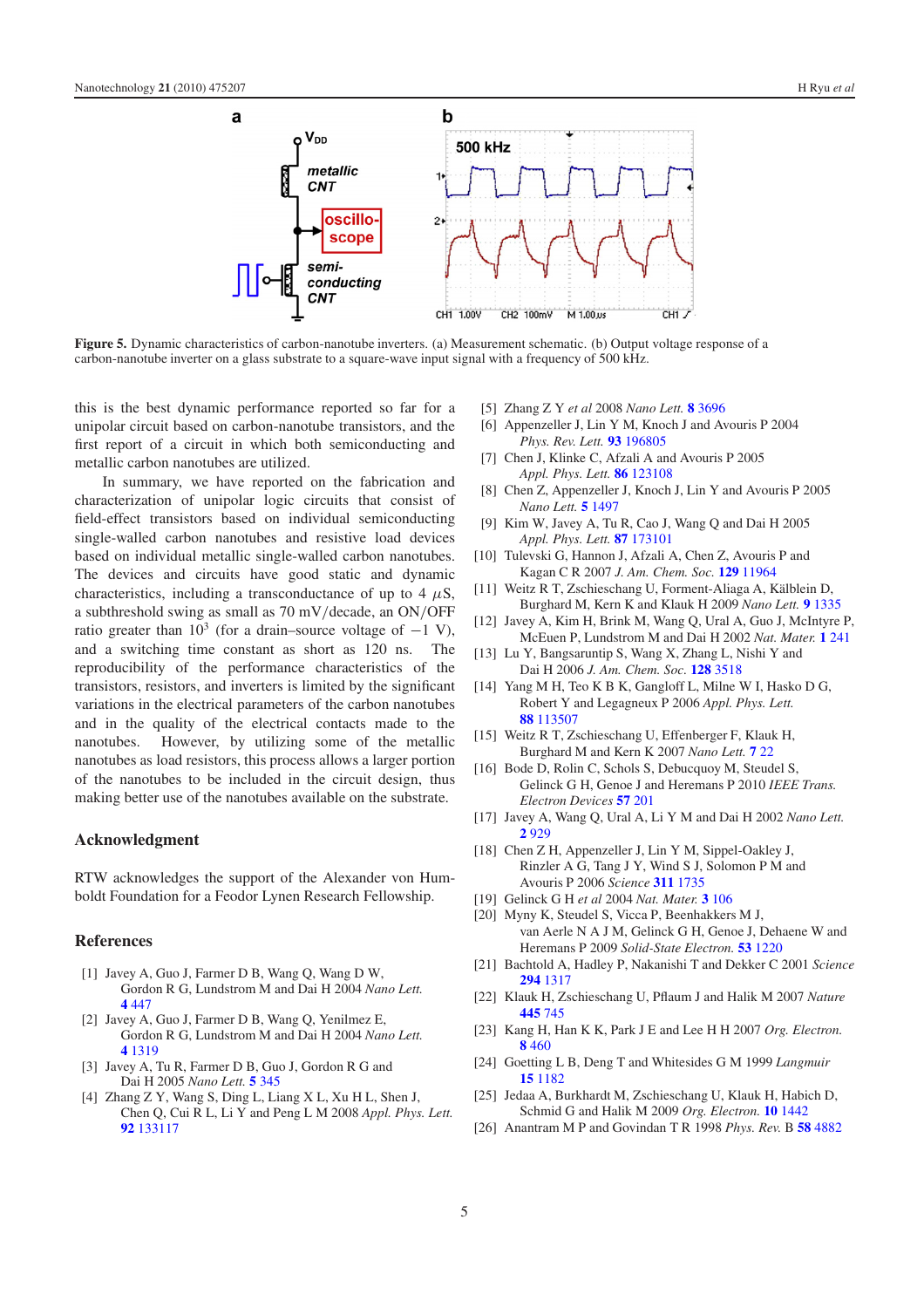**Figure 5.** Dynamic characteristics of carbon-nanotube inverters. (a) Measurement schematic. (b) Output voltage response of a carbon-nanotube inverter on a glass substrate to a square-wave input signal with a frequency of 500 kHz.

this is the best dynamic performance reported so far for a unipolar circuit based on carbon-nanotube transistors, and the first report of a circuit in which both semiconducting and metallic carbon nanotubes are utilized.

In summary, we have reported on the fabrication and characterization of unipolar logic circuits that consist of field-effect transistors based on individual semiconducting single-walled carbon nanotubes and resistive load devices based on individual metallic single-walled carbon nanotubes. The devices and circuits have good static and dynamic characteristics, including a transconductance of up to 4 $\mu$S, a subthreshold swing as small as 70 mV/decade, an ON/OFF ratio greater than $10^3$ (for a drain–source voltage of $-1$ V), and a switching time constant as short as 120 ns. The reproducibility of the performance characteristics of the transistors, resistors, and inverters is limited by the significant variations in the electrical parameters of the carbon nanotubes and in the quality of the electrical contacts made to the nanotubes. However, by utilizing some of the metallic nanotubes as load resistors, this process allows a larger portion of the nanotubes to be included in the circuit design, thus making better use of the nanotubes available on the substrate.

## Acknowledgment

RTW acknowledges the support of the Alexander von Humboldt Foundation for a Feodor Lynen Research Fellowship.

## References

[1] Javey A, Guo J, Farmer D B, Wang Q, Wang D W, Gordon R G, Lundstrom M and Dai H 2004 *Nano Lett.* **4** 447

[2] Javey A, Guo J, Farmer D B, Wang Q, Yenilmez E, Gordon R G, Lundstrom M and Dai H 2004 *Nano Lett.* **4** 1319

[3] Javey A, Tu R, Farmer D B, Guo J, Gordon R G and Dai H 2005 *Nano Lett.* **5** 345

[4] Zhang Z Y, Wang S, Ding L, Liang X L, Xu H L, Shen J, Chen Q, Cui R L, Li Y and Peng L M 2008 *Appl. Phys. Lett.* **92** 133117

[5] Zhang Z Y *et al* 2008 *Nano Lett.* **8** 3696

[6] Appenzeller J, Lin Y M, Knoch J and Avouris P 2004 *Phys. Rev. Lett.* **93** 196805

[7] Chen J, Klinke C, Afzali A and Avouris P 2005 *Appl. Phys. Lett.* **86** 123108

[8] Chen Z, Appenzeller J, Knoch J, Lin Y and Avouris P 2005 *Nano Lett.* **5** 1497

[9] Kim W, Javey A, Tu R, Cao J, Wang Q and Dai H 2005 *Appl. Phys. Lett.* **87** 173101

[10] Tulevski G, Hannon J, Afzali A, Chen Z, Avouris P and Kagan C R 2007 *J. Am. Chem. Soc.* **129** 11964

[11] Weitz R T, Zschieschang U, Forment-Aliaga A, Kälblein D, Burghard M, Kern K and Klauk H 2009 *Nano Lett.* **9** 1335

[12] Javey A, Kim H, Brink M, Wang Q, Ural A, Guo J, McIntyre P, McEuen P, Lundstrom M and Dai H 2002 *Nat. Mater.* **1** 241

[13] Lu Y, Bangsaruntip S, Wang X, Zhang L, Nishi Y and Dai H 2006 *J. Am. Chem. Soc.* **128** 3518

[14] Yang M H, Teo K B K, Gangloff L, Milne W I, Hasko D G, Robert Y and Legagneux P 2006 *Appl. Phys. Lett.* **88** 113507

[15] Weitz R T, Zschieschang U, Effenberger F, Klauk H, Burghard M and Kern K 2007 *Nano Lett.* **7** 22

[16] Bode D, Rolin C, Schols S, Debucquoy M, Steudel S, Gelinck G H, Genoe J and Heremans P 2010 *IEEE Trans. Electron Devices* **57** 201

[17] Javey A, Wang Q, Ural A, Li Y M and Dai H 2002 *Nano Lett.* **2** 929

[18] Chen Z H, Appenzeller J, Lin Y M, Sippel-Oakley J, Rinzler A G, Tang J Y, Wind S J, Solomon P M and Avouris P 2006 *Science* **311** 1735

[19] Gelinck G H *et al* 2004 *Nat. Mater.* **3** 106

[20] Myny K, Steudel S, Vicca P, Beenhakkers M J, van Aerle N A J M, Gelinck G H, Genoe J, Dehaene W and Heremans P 2009 *Solid-State Electron.* **53** 1220

[21] Bachtold A, Hadley P, Nakanishi T and Dekker C 2001 *Science* **294** 1317

[22] Klauk H, Zschieschang U, Pflaum J and Halik M 2007 *Nature* **445** 745

[23] Kang H, Han K K, Park J E and Lee H H 2007 *Org. Electron.* **8** 460

[24] Goetting L B, Deng T and Whitesides G M 1999 *Langmuir* **15** 1182

[25] Jedaa A, Burkhardt M, Zschieschang U, Klauk H, Habich D, Schmid G and Halik M 2009 *Org. Electron.* **10** 1442

[26] Anantram M P and Govindan T R 1998 *Phys. Rev.* B **58** 4882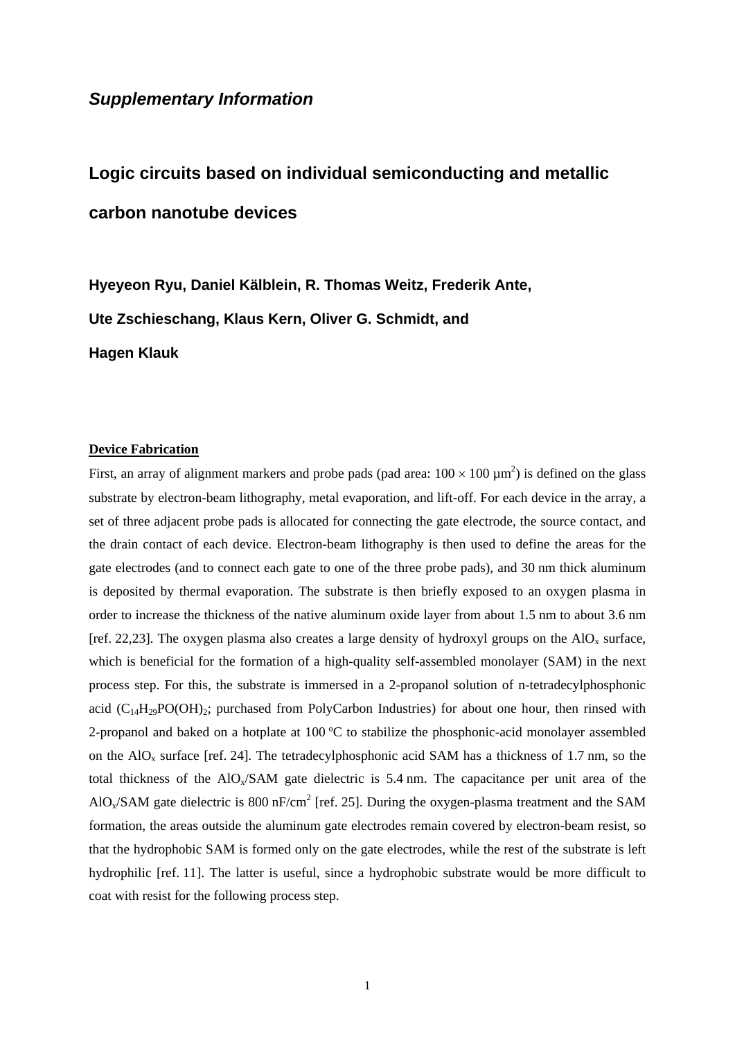## *Supplementary Information*

# Logic circuits based on individual semiconducting and metallic carbon nanotube devices

**Hyeyeon Ryu, Daniel Kälblein, R. Thomas Weitz, Frederik Ante, Ute Zschieschang, Klaus Kern, Oliver G. Schmidt, and Hagen Klauk**

**Device Fabrication**

First, an array of alignment markers and probe pads (pad area: $100 \times 100$ µm$^2$) is defined on the glass substrate by electron-beam lithography, metal evaporation, and lift-off. For each device in the array, a set of three adjacent probe pads is allocated for connecting the gate electrode, the source contact, and the drain contact of each device. Electron-beam lithography is then used to define the areas for the gate electrodes (and to connect each gate to one of the three probe pads), and 30 nm thick aluminum is deposited by thermal evaporation. The substrate is then briefly exposed to an oxygen plasma in order to increase the thickness of the native aluminum oxide layer from about 1.5 nm to about 3.6 nm [ref. 22,23]. The oxygen plasma also creates a large density of hydroxyl groups on the $AlO_x$ surface, which is beneficial for the formation of a high-quality self-assembled monolayer (SAM) in the next process step. For this, the substrate is immersed in a 2-propanol solution of n-tetradecylphosphonic acid ($C_{14}H_{29}PO(OH)_2$; purchased from PolyCarbon Industries) for about one hour, then rinsed with 2-propanol and baked on a hotplate at 100 ºC to stabilize the phosphonic-acid monolayer assembled on the $AlO_x$ surface [ref. 24]. The tetradecylphosphonic acid SAM has a thickness of 1.7 nm, so the total thickness of the $AlO_x$/SAM gate dielectric is 5.4 nm. The capacitance per unit area of the $AlO_x$/SAM gate dielectric is 800 nF/cm$^2$ [ref. 25]. During the oxygen-plasma treatment and the SAM formation, the areas outside the aluminum gate electrodes remain covered by electron-beam resist, so that the hydrophobic SAM is formed only on the gate electrodes, while the rest of the substrate is left hydrophilic [ref. 11]. The latter is useful, since a hydrophobic substrate would be more difficult to coat with resist for the following process step.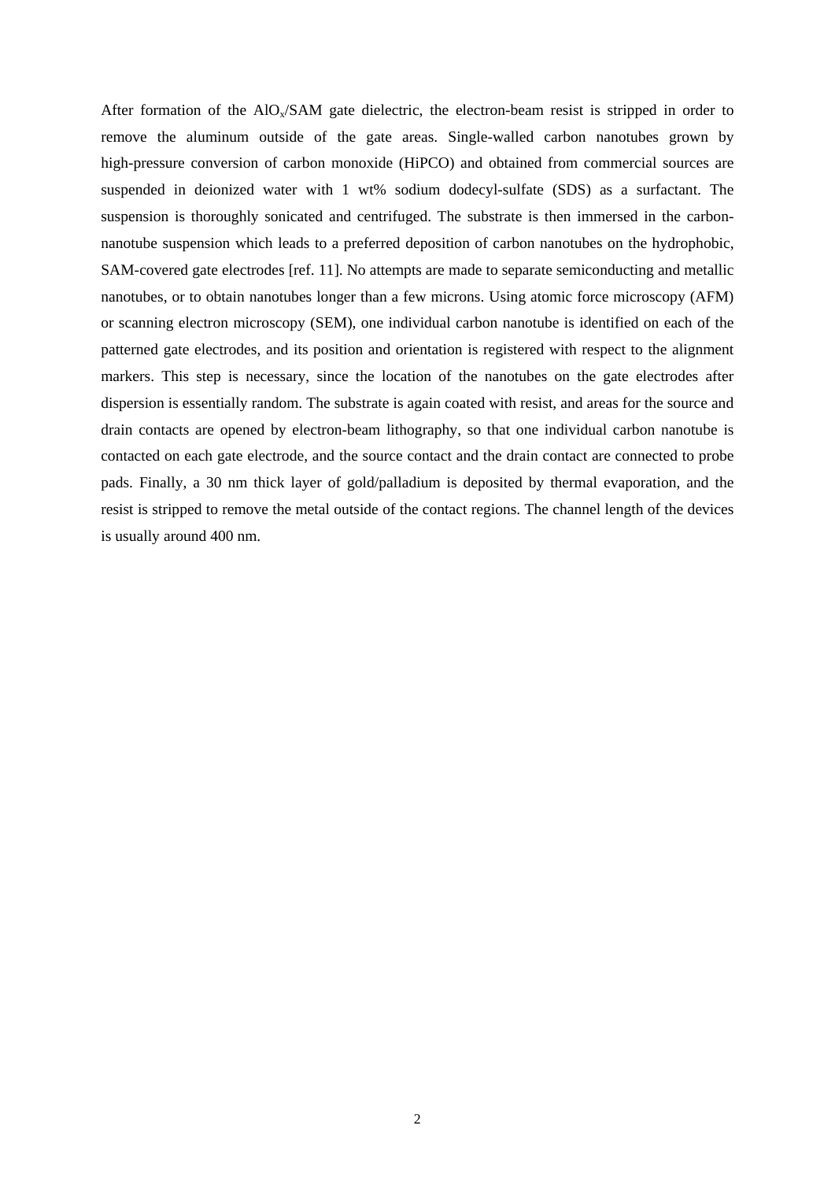After formation of the $AlO_x$/SAM gate dielectric, the electron-beam resist is stripped in order to remove the aluminum outside of the gate areas. Single-walled carbon nanotubes grown by high-pressure conversion of carbon monoxide (HiPCO) and obtained from commercial sources are suspended in deionized water with 1 wt% sodium dodecyl-sulfate (SDS) as a surfactant. The suspension is thoroughly sonicated and centrifuged. The substrate is then immersed in the carbon-nanotube suspension which leads to a preferred deposition of carbon nanotubes on the hydrophobic, SAM-covered gate electrodes [ref. 11]. No attempts are made to separate semiconducting and metallic nanotubes, or to obtain nanotubes longer than a few microns. Using atomic force microscopy (AFM) or scanning electron microscopy (SEM), one individual carbon nanotube is identified on each of the patterned gate electrodes, and its position and orientation is registered with respect to the alignment markers. This step is necessary, since the location of the nanotubes on the gate electrodes after dispersion is essentially random. The substrate is again coated with resist, and areas for the source and drain contacts are opened by electron-beam lithography, so that one individual carbon nanotube is contacted on each gate electrode, and the source contact and the drain contact are connected to probe pads. Finally, a 30 nm thick layer of gold/palladium is deposited by thermal evaporation, and the resist is stripped to remove the metal outside of the contact regions. The channel length of the devices is usually around 400 nm.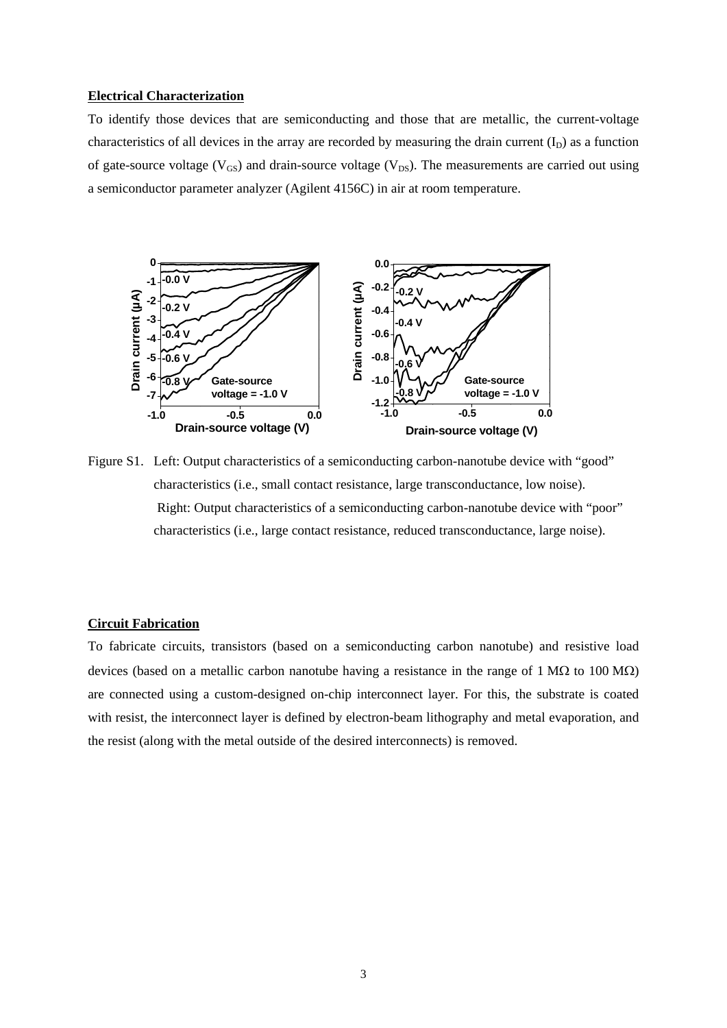**Electrical Characterization**

To identify those devices that are semiconducting and those that are metallic, the current-voltage characteristics of all devices in the array are recorded by measuring the drain current ($I_D$) as a function of gate-source voltage ($V_{GS}$) and drain-source voltage ($V_{DS}$). The measurements are carried out using a semiconductor parameter analyzer (Agilent 4156C) in air at room temperature.

Figure S1. Left: Output characteristics of a semiconducting carbon-nanotube device with “good” characteristics (i.e., small contact resistance, large transconductance, low noise). Right: Output characteristics of a semiconducting carbon-nanotube device with “poor” characteristics (i.e., large contact resistance, reduced transconductance, large noise).

**Circuit Fabrication**

To fabricate circuits, transistors (based on a semiconducting carbon nanotube) and resistive load devices (based on a metallic carbon nanotube having a resistance in the range of 1 MΩ to 100 MΩ) are connected using a custom-designed on-chip interconnect layer. For this, the substrate is coated with resist, the interconnect layer is defined by electron-beam lithography and metal evaporation, and the resist (along with the metal outside of the desired interconnects) is removed.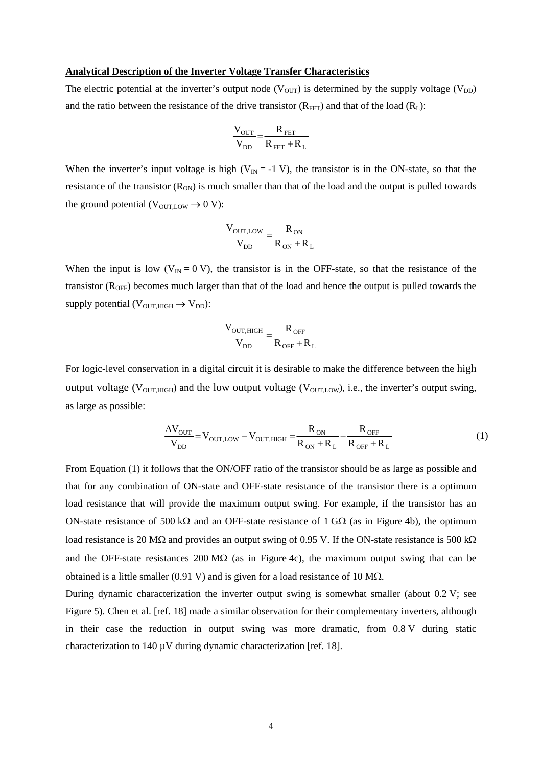**Analytical Description of the Inverter Voltage Transfer Characteristics**

The electric potential at the inverter's output node ($V_{OUT}$) is determined by the supply voltage ($V_{DD}$) and the ratio between the resistance of the drive transistor ($R_{FET}$) and that of the load ($R_L$):

$$\frac{V_{OUT}}{V_{DD}} = \frac{R_{FET}}{R_{FET} + R_L}$$

When the inverter's input voltage is high ($V_{IN}$ = -1 V), the transistor is in the ON-state, so that the resistance of the transistor ($R_{ON}$) is much smaller than that of the load and the output is pulled towards the ground potential ($V_{OUT,LOW} \rightarrow 0$ V):

$$\frac{V_{OUT,LOW}}{V_{DD}} = \frac{R_{ON}}{R_{ON} + R_L}$$

When the input is low ($V_{IN}$ = 0 V), the transistor is in the OFF-state, so that the resistance of the transistor ($R_{OFF}$) becomes much larger than that of the load and hence the output is pulled towards the supply potential ($V_{OUT,HIGH} \rightarrow V_{DD}$):

$$\frac{V_{OUT,HIGH}}{V_{DD}} = \frac{R_{OFF}}{R_{OFF} + R_L}$$

For logic-level conservation in a digital circuit it is desirable to make the difference between the high output voltage ($V_{OUT,HIGH}$) and the low output voltage ($V_{OUT,LOW}$), i.e., the inverter's output swing, as large as possible:

$$\frac{\Delta V_{OUT}}{V_{DD}} = V_{OUT,LOW} - V_{OUT,HIGH} = \frac{R_{ON}}{R_{ON} + R_L} - \frac{R_{OFF}}{R_{OFF} + R_L} \tag{1}$$

From Equation (1) it follows that the ON/OFF ratio of the transistor should be as large as possible and that for any combination of ON-state and OFF-state resistance of the transistor there is a optimum load resistance that will provide the maximum output swing. For example, if the transistor has an ON-state resistance of 500 kΩ and an OFF-state resistance of 1 GΩ (as in Figure 4b), the optimum load resistance is 20 MΩ and provides an output swing of 0.95 V. If the ON-state resistance is 500 kΩ and the OFF-state resistances 200 MΩ (as in Figure 4c), the maximum output swing that can be obtained is a little smaller (0.91 V) and is given for a load resistance of 10 MΩ.

During dynamic characterization the inverter output swing is somewhat smaller (about 0.2 V; see Figure 5). Chen et al. [ref. 18] made a similar observation for their complementary inverters, although in their case the reduction in output swing was more dramatic, from 0.8 V during static characterization to 140 µV during dynamic characterization [ref. 18].